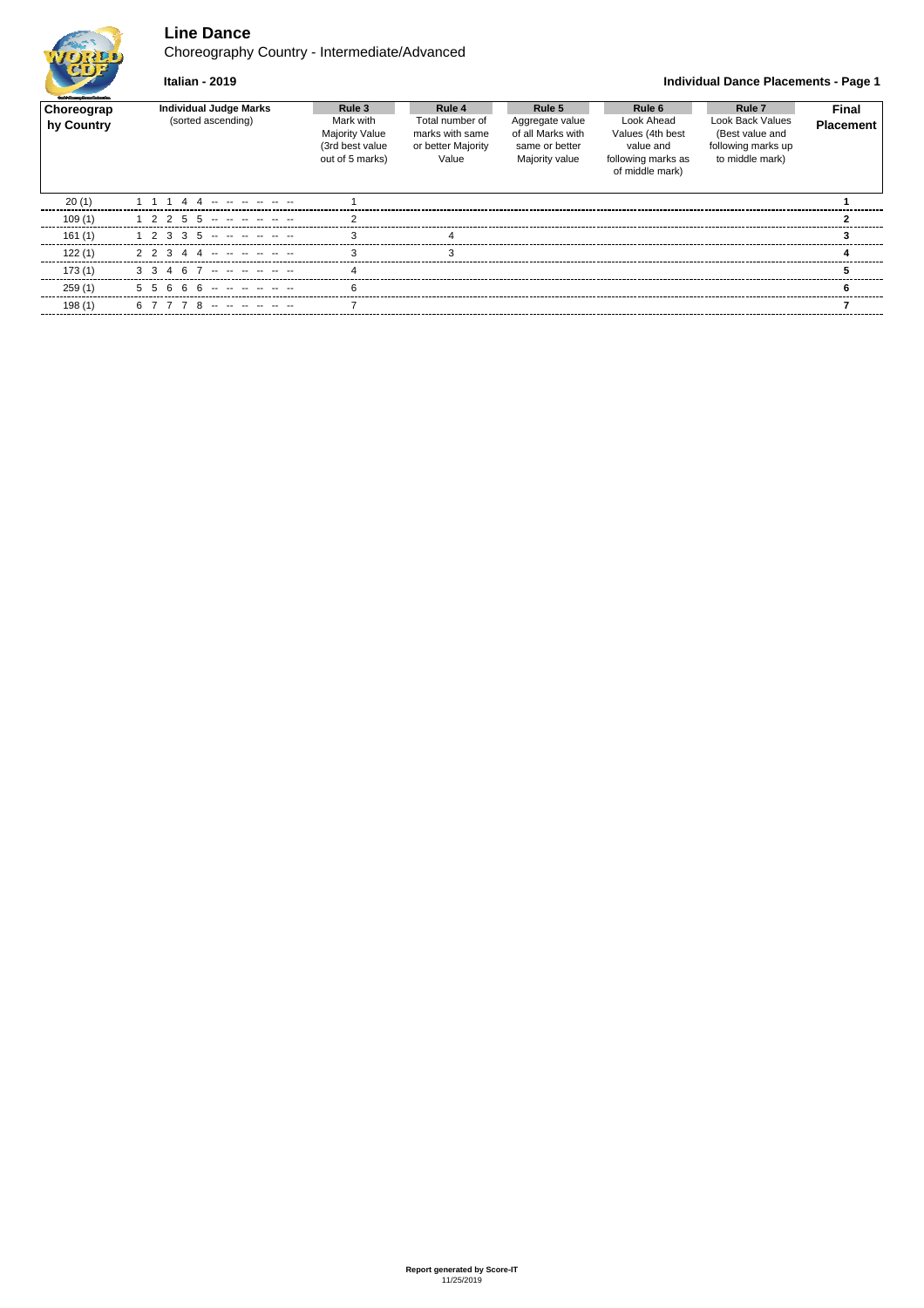# Line Dance

Choreography Country - Intermediate/Advanced

**Italian - 2019**

**Individual Dance Placements - Page 1**

| Choreography Country | Individual Judge Marks (sorted ascending) | Rule 3 Mark with Majority Value (3rd best value out of 5 marks) | Rule 4 Total number of marks with same or better Majority Value | Rule 5 Aggregate value of all Marks with same or better Majority value | Rule 6 Look Ahead Values (4th best value and following marks as of middle mark) | Rule 7 Look Back Values (Best value and following marks up to middle mark) | Final Placement |
|---|---|---|---|---|---|---|---|
| 20 (1) | 1 1 1 4 4 -- -- -- -- -- -- | 1 | | | | | **1** |
| 109 (1) | 1 2 2 5 5 -- -- -- -- -- -- | 2 | | | | | **2** |
| 161 (1) | 1 2 3 3 5 -- -- -- -- -- -- | 3 | 4 | | | | **3** |
| 122 (1) | 2 2 3 4 4 -- -- -- -- -- -- | 3 | 3 | | | | **4** |
| 173 (1) | 3 3 4 6 7 -- -- -- -- -- -- | 4 | | | | | **5** |
| 259 (1) | 5 5 6 6 6 -- -- -- -- -- -- | 6 | | | | | **6** |
| 198 (1) | 6 7 7 7 8 -- -- -- -- -- -- | 7 | | | | | **7** |

**Report generated by Score-IT**
11/25/2019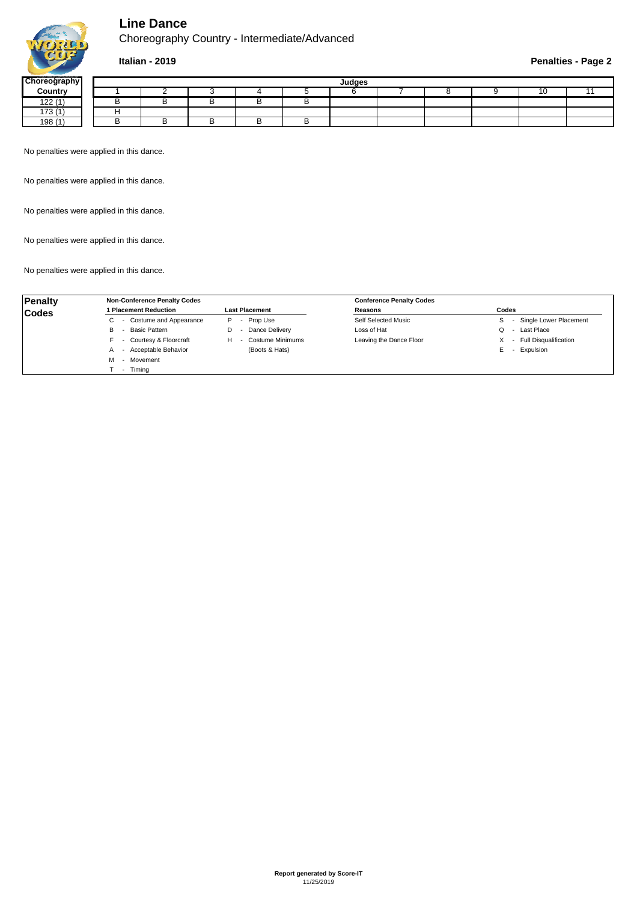# Line Dance

Choreography Country - Intermediate/Advanced

**Italian - 2019**

**Penalties - Page 2**

| Choreography Country | Judges | | | | | | | | | | |
|---|---|---|---|---|---|---|---|---|---|---|---|
| | 1 | 2 | 3 | 4 | 5 | 6 | 7 | 8 | 9 | 10 | 11 |
| 122 (1) | B | B | B | B | B | | | | | | |
| 173 (1) | H | | | | | | | | | | |
| 198 (1) | B | B | B | B | B | | | | | | |

No penalties were applied in this dance.

No penalties were applied in this dance.

No penalties were applied in this dance.

No penalties were applied in this dance.

No penalties were applied in this dance.

**Penalty Codes**

**Non-Conference Penalty Codes**

| 1 Placement Reduction | Last Placement |
|---|---|
| C - Costume and Appearance | P - Prop Use |
| B - Basic Pattern | D - Dance Delivery |
| F - Courtesy & Floorcraft | H - Costume Minimums (Boots & Hats) |
| A - Acceptable Behavior | |
| M - Movement | |
| T - Timing | |

**Conference Penalty Codes**

| Reasons | Codes |
|---|---|
| Self Selected Music | S - Single Lower Placement |
| Loss of Hat | Q - Last Place |
| Leaving the Dance Floor | X - Full Disqualification |
| | E - Expulsion |

**Report generated by Score-IT**
11/25/2019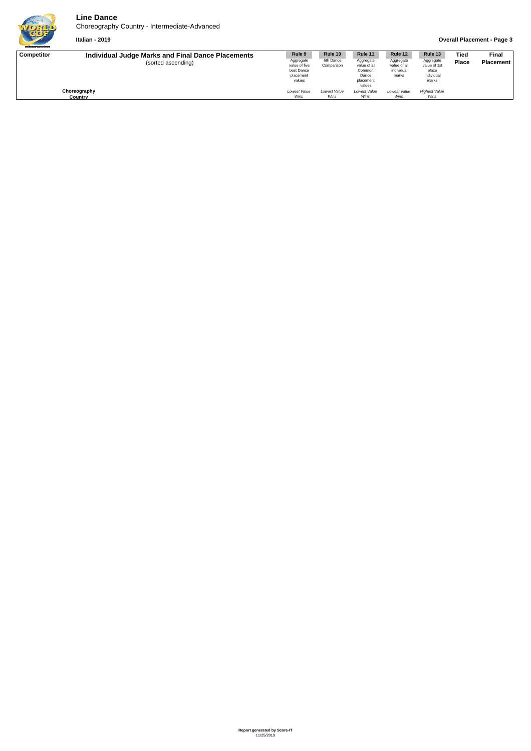**Line Dance**

Choreography Country - Intermediate-Advanced

**Italian - 2019**

**Overall Placement - Page 3**

| Competitor | Individual Judge Marks and Final Dance Placements (sorted ascending) | Rule 9 Aggregate value of five best Dance placement values | Rule 10 6th Dance Comparison | Rule 11 Aggregate value of all Common Dance placement values | Rule 12 Aggregate value of all individual marks | Rule 13 Aggregate value of 1st place individual marks | Tied Place | Final Placement |
|---|---|---|---|---|---|---|---|---|
| Choreography Country | | *Lowest Value Wins* | *Lowest Value Wins* | *Lowest Value Wins* | *Lowest Value Wins* | *Highest Value Wins* | | |

**Report generated by Score-IT**
11/25/2019